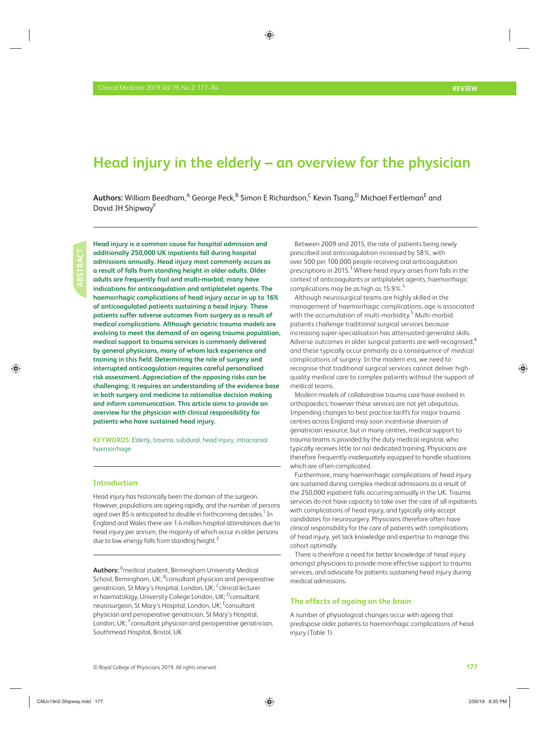# Head injury in the elderly – an overview for the physician

**Authors:** William Beedham,[A] George Peck,[B] Simon E Richardson,[C] Kevin Tsang,[D] Michael Fertleman[E] and David JH Shipway[F]

**ABSTRACT**

**Head injury is a common cause for hospital admission and additionally 250,000 UK inpatients fall during hospital admissions annually. Head injury most commonly occurs as a result of falls from standing height in older adults. Older adults are frequently frail and multi-morbid; many have indications for anticoagulation and antiplatelet agents. The haemorrhagic complications of head injury occur in up to 16% of anticoagulated patients sustaining a head injury. These patients suffer adverse outcomes from surgery as a result of medical complications. Although geriatric trauma models are evolving to meet the demand of an ageing trauma population, medical support to trauma services is commonly delivered by general physicians, many of whom lack experience and training in this field. Determining the role of surgery and interrupted anticoagulation requires careful personalised risk assessment. Appreciation of the opposing risks can be challenging; it requires an understanding of the evidence base in both surgery and medicine to rationalise decision making and inform communication. This article aims to provide an overview for the physician with clinical responsibility for patients who have sustained head injury.**

**KEYWORDS:** Elderly, trauma, subdural, head injury, intracranial haemorrhage

## Introduction

Head injury has historically been the domain of the surgeon. However, populations are ageing rapidly, and the number of persons aged over 85 is anticipated to double in forthcoming decades.[1] In England and Wales there are 1.4 million hospital attendances due to head injury per annum, the majority of which occur in older persons due to low-energy falls from standing height.[2]

**Authors:** [A]medical student, Birmingham University Medical School, Birmingham, UK; [B]consultant physician and perioperative geriatrician, St Mary's Hospital, London, UK; [C]clinical lecturer in haematology, University College London, UK; [D]consultant neurosurgeon, St Mary's Hospital, London, UK; [E]consultant physician and perioperative geriatrician, St Mary's Hospital, London, UK; [F]consultant physician and perioperative geriatrician, Southmead Hospital, Bristol, UK

Between 2009 and 2015, the rate of patients being newly prescribed oral anticoagulation increased by 58%, with over 500 per 100,000 people receiving oral anticoagulation prescriptions in 2015.[3] Where head injury arises from falls in the context of anticoagulants or antiplatelet agents, haemorrhagic complications may be as high as 15.9%.[4]

Although neurosurgical teams are highly skilled in the management of haemorrhagic complications, age is associated with the accumulation of multi-morbidity.[5] Multi-morbid patients challenge traditional surgical services because increasing super-specialisation has attenuated generalist skills. Adverse outcomes in older surgical patients are well-recognised,[6] and these typically occur primarily as a consequence of *medical* complications of surgery. In the modern era, we need to recognise that traditional surgical services cannot deliver high-quality medical care to complex patients without the support of medical teams.

Modern models of collaborative trauma care have evolved in orthopaedics; however these services are not yet ubiquitous. Impending changes to best practice tariffs for major trauma centres across England may soon incentivise diversion of geriatrician resource, but in many centres, medical support to trauma teams is provided by the duty medical registrar, who typically receives little (or no) dedicated training. Physicians are therefore frequently inadequately equipped to handle situations which are often complicated.

Furthermore, many haemorrhagic complications of head injury are sustained during complex medical admissions as a result of the 250,000 inpatient falls occurring annually in the UK. Trauma services do not have capacity to take over the care of all inpatients with complications of head injury, and typically only accept candidates for neurosurgery. Physicians therefore often have clinical responsibility for the care of patients with complications of head injury, yet lack knowledge and expertise to manage this cohort optimally.

There is therefore a need for better knowledge of head injury amongst physicians to provide more effective support to trauma services, and advocate for patients sustaining head injury during medical admissions.

## The effects of ageing on the brain

A number of physiological changes occur with ageing that predispose older patients to haemorrhagic complications of head injury (Table 1).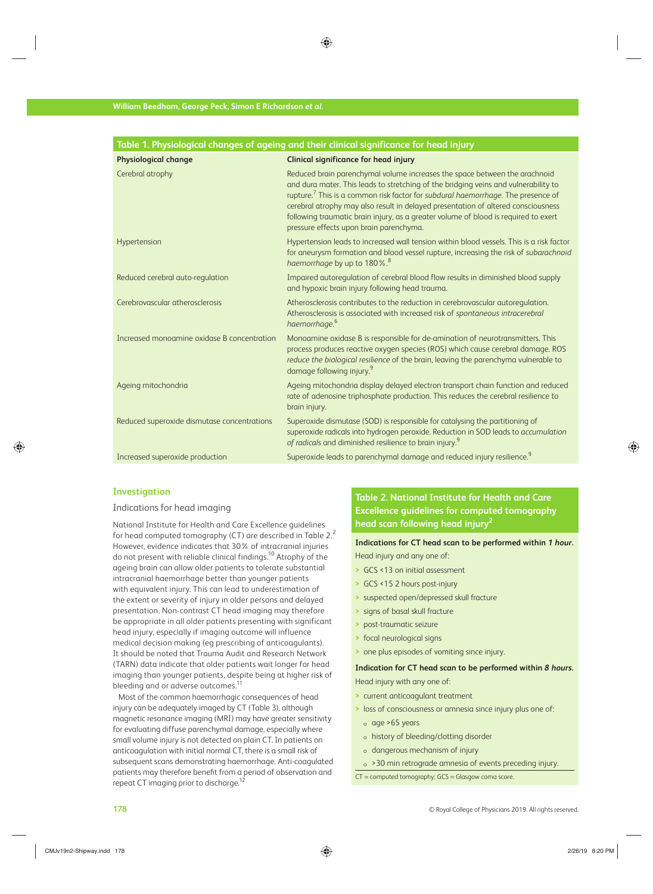**Table 1. Physiological changes of ageing and their clinical significance for head injury**

| Physiological change | Clinical significance for head injury |
|---|---|
| Cerebral atrophy | Reduced brain parenchymal volume increases the space between the arachnoid and dura mater. This leads to stretching of the bridging veins and vulnerability to rupture.[7] This is a common risk factor for *subdural haemorrhage*. The presence of cerebral atrophy may also result in delayed presentation of altered consciousness following traumatic brain injury, as a greater volume of blood is required to exert pressure effects upon brain parenchyma. |
| Hypertension | Hypertension leads to increased wall tension within blood vessels. This is a risk factor for aneurysm formation and blood vessel rupture, increasing the risk of *subarachnoid haemorrhage* by up to 180%.[8] |
| Reduced cerebral auto-regulation | Impaired autoregulation of cerebral blood flow results in diminished blood supply and hypoxic brain injury following head trauma. |
| Cerebrovascular atherosclerosis | Atherosclerosis contributes to the reduction in cerebrovascular autoregulation. Atherosclerosis is associated with increased risk of *spontaneous intracerebral haemorrhage*.[6] |
| Increased monoamine oxidase B concentration | Monoamine oxidase B is responsible for de-amination of neurotransmitters. This process produces reactive oxygen species (ROS) which cause cerebral damage. ROS *reduce the biological resilience* of the brain, leaving the parenchyma vulnerable to damage following injury.[9] |
| Ageing mitochondria | Ageing mitochondria display delayed electron transport chain function and reduced rate of adenosine triphosphate production. This reduces the cerebral resilience to brain injury. |
| Reduced superoxide dismutase concentrations | Superoxide dismutase (SOD) is responsible for catalysing the partitioning of superoxide radicals into hydrogen peroxide. Reduction in SOD leads to *accumulation of radicals* and diminished resilience to brain injury.[9] |
| Increased superoxide production | Superoxide leads to parenchymal damage and reduced injury resilience.[9] |

## Investigation

### Indications for head imaging

National Institute for Health and Care Excellence guidelines for head computed tomography (CT) are described in Table 2.[2] However, evidence indicates that 30% of intracranial injuries do not present with reliable clinical findings.[10] Atrophy of the ageing brain can allow older patients to tolerate substantial intracranial haemorrhage better than younger patients with equivalent injury. This can lead to underestimation of the extent or severity of injury in older persons and delayed presentation. Non-contrast CT head imaging may therefore be appropriate in all older patients presenting with significant head injury, especially if imaging outcome will influence medical decision making (eg prescribing of anticoagulants). It should be noted that Trauma Audit and Research Network (TARN) data indicate that older patients wait longer for head imaging than younger patients, despite being at higher risk of bleeding and or adverse outcomes.[11]

Most of the common haemorrhagic consequences of head injury can be adequately imaged by CT (Table 3), although magnetic resonance imaging (MRI) may have greater sensitivity for evaluating diffuse parenchymal damage, especially where small volume injury is not detected on plain CT. In patients on anticoagulation with initial normal CT, there is a small risk of subsequent scans demonstrating haemorrhage. Anti-coagulated patients may therefore benefit from a period of observation and repeat CT imaging prior to discharge.[12]

**Table 2. National Institute for Health and Care Excellence guidelines for computed tomography head scan following head injury[2]**

**Indications for CT head scan to be performed within *1 hour*.**

Head injury and any one of:

- GCS <13 on initial assessment
- GCS <15 2 hours post-injury
- suspected open/depressed skull fracture
- signs of basal skull fracture
- post-traumatic seizure
- focal neurological signs
- one plus episodes of vomiting since injury.

**Indication for CT head scan to be performed within *8 hours*.**

Head injury with any one of:

- current anticoagulant treatment
- loss of consciousness or amnesia since injury plus one of:
  - age >65 years
  - history of bleeding/clotting disorder
  - dangerous mechanism of injury
  - >30 min retrograde amnesia of events preceding injury.

CT = computed tomography; GCS = Glasgow coma score.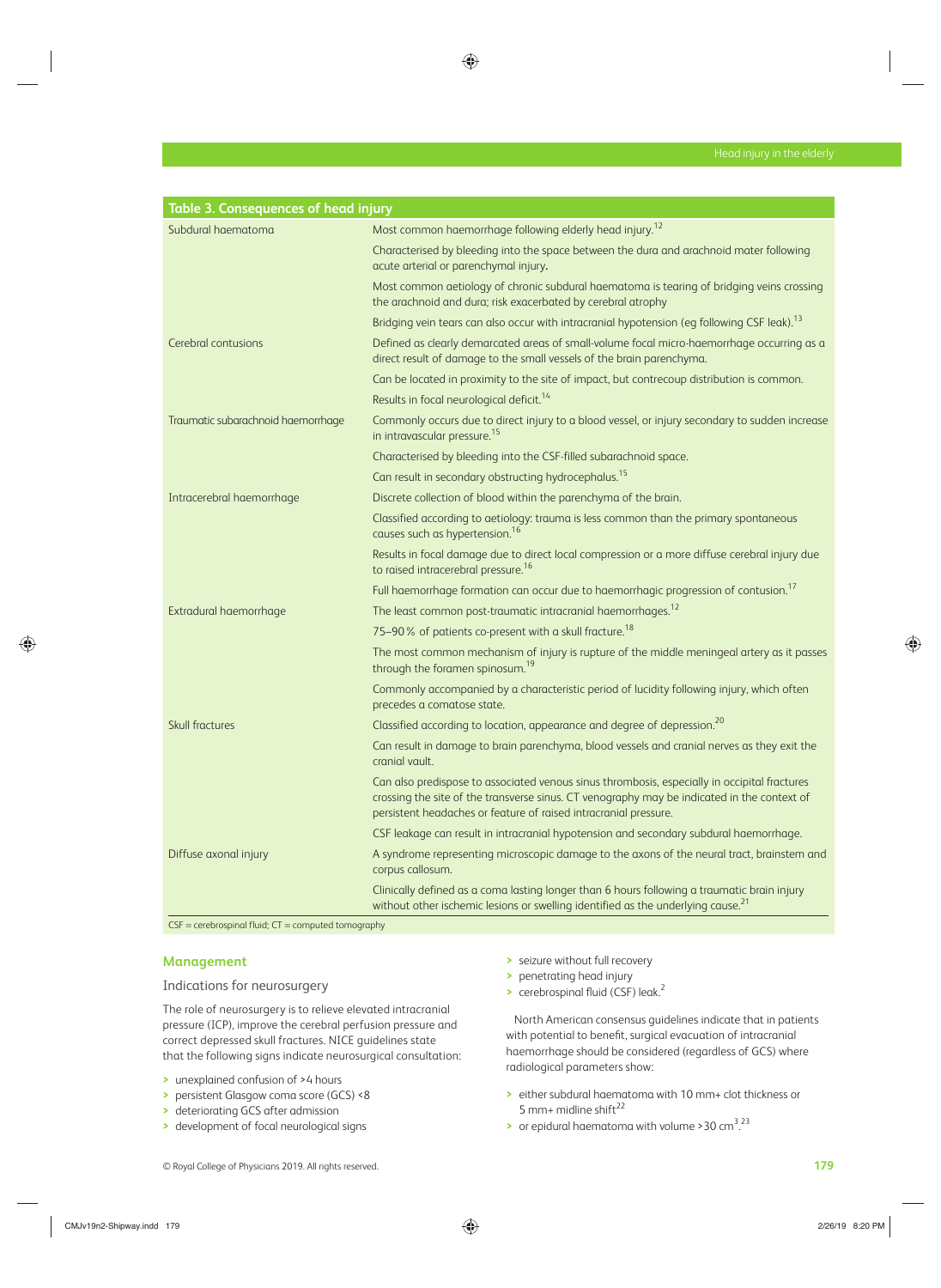**Table 3. Consequences of head injury**

| | |
|---|---|
| Subdural haematoma | Most common haemorrhage following elderly head injury.[12] |
| | Characterised by bleeding into the space between the dura and arachnoid mater following acute arterial or parenchymal injury. |
| | Most common aetiology of chronic subdural haematoma is tearing of bridging veins crossing the arachnoid and dura; risk exacerbated by cerebral atrophy |
| | Bridging vein tears can also occur with intracranial hypotension (eg following CSF leak).[13] |
| Cerebral contusions | Defined as clearly demarcated areas of small-volume focal micro-haemorrhage occurring as a direct result of damage to the small vessels of the brain parenchyma. |
| | Can be located in proximity to the site of impact, but contrecoup distribution is common. |
| | Results in focal neurological deficit.[14] |
| Traumatic subarachnoid haemorrhage | Commonly occurs due to direct injury to a blood vessel, or injury secondary to sudden increase in intravascular pressure.[15] |
| | Characterised by bleeding into the CSF-filled subarachnoid space. |
| | Can result in secondary obstructing hydrocephalus.[15] |
| Intracerebral haemorrhage | Discrete collection of blood within the parenchyma of the brain. |
| | Classified according to aetiology: trauma is less common than the primary spontaneous causes such as hypertension.[16] |
| | Results in focal damage due to direct local compression or a more diffuse cerebral injury due to raised intracerebral pressure.[16] |
| | Full haemorrhage formation can occur due to haemorrhagic progression of contusion.[17] |
| Extradural haemorrhage | The least common post-traumatic intracranial haemorrhages.[12] |
| | 75–90% of patients co-present with a skull fracture.[18] |
| | The most common mechanism of injury is rupture of the middle meningeal artery as it passes through the foramen spinosum.[19] |
| | Commonly accompanied by a characteristic period of lucidity following injury, which often precedes a comatose state. |
| Skull fractures | Classified according to location, appearance and degree of depression.[20] |
| | Can result in damage to brain parenchyma, blood vessels and cranial nerves as they exit the cranial vault. |
| | Can also predispose to associated venous sinus thrombosis, especially in occipital fractures crossing the site of the transverse sinus. CT venography may be indicated in the context of persistent headaches or feature of raised intracranial pressure. |
| | CSF leakage can result in intracranial hypotension and secondary subdural haemorrhage. |
| Diffuse axonal injury | A syndrome representing microscopic damage to the axons of the neural tract, brainstem and corpus callosum. |
| | Clinically defined as a coma lasting longer than 6 hours following a traumatic brain injury without other ischemic lesions or swelling identified as the underlying cause.[21] |

CSF = cerebrospinal fluid; CT = computed tomography

## Management

### Indications for neurosurgery

The role of neurosurgery is to relieve elevated intracranial pressure (ICP), improve the cerebral perfusion pressure and correct depressed skull fractures. NICE guidelines state that the following signs indicate neurosurgical consultation:

- unexplained confusion of >4 hours
- persistent Glasgow coma score (GCS) <8
- deteriorating GCS after admission
- development of focal neurological signs
- seizure without full recovery
- penetrating head injury
- cerebrospinal fluid (CSF) leak.[2]

North American consensus guidelines indicate that in patients with potential to benefit, surgical evacuation of intracranial haemorrhage should be considered (regardless of GCS) where radiological parameters show:

- either subdural haematoma with 10 mm+ clot thickness or 5 mm+ midline shift[22]
- or epidural haematoma with volume >30 cm$^3$.[23]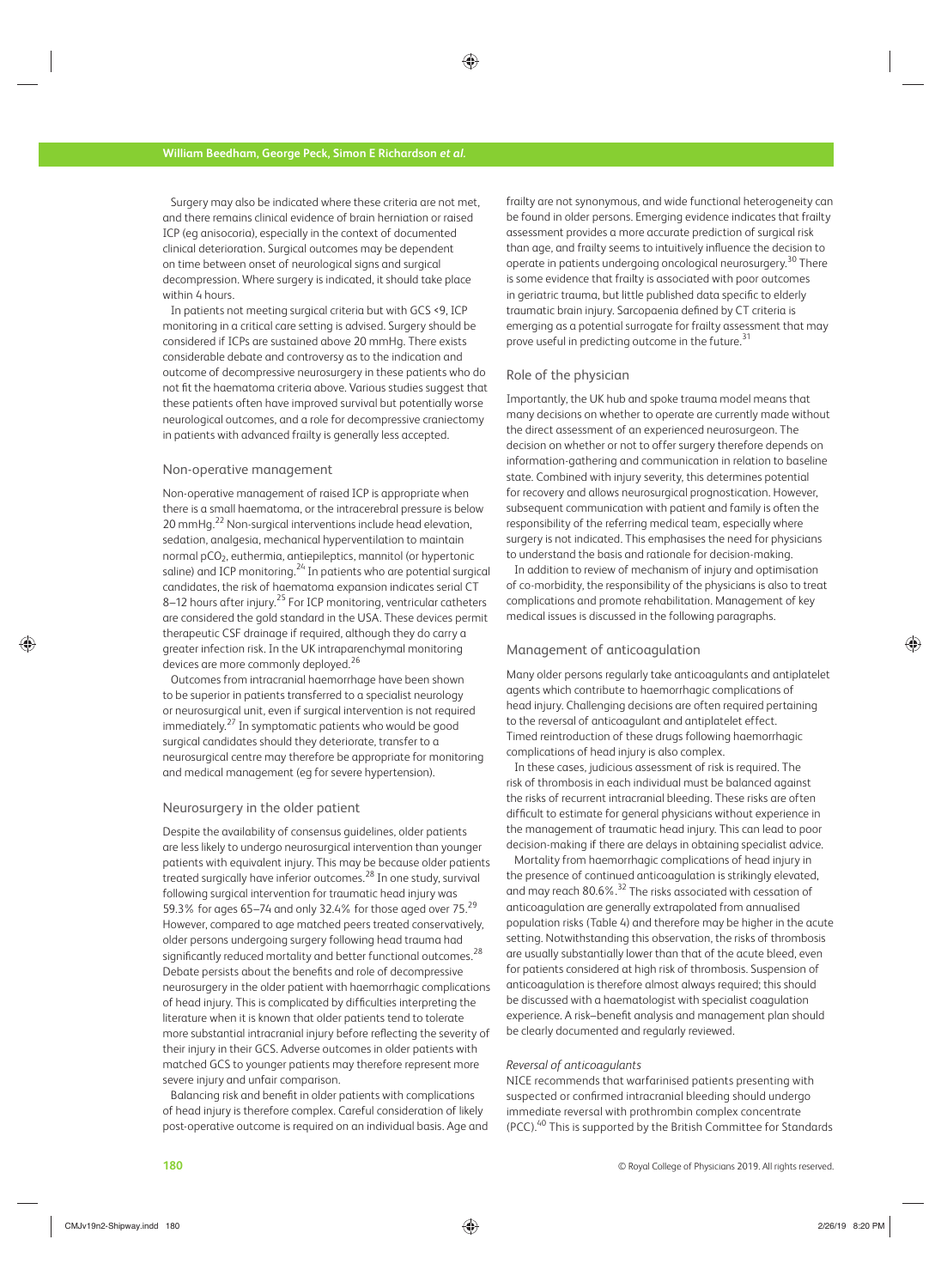Surgery may also be indicated where these criteria are not met, and there remains clinical evidence of brain herniation or raised ICP (eg anisocoria), especially in the context of documented clinical deterioration. Surgical outcomes may be dependent on time between onset of neurological signs and surgical decompression. Where surgery is indicated, it should take place within 4 hours.

In patients not meeting surgical criteria but with GCS <9, ICP monitoring in a critical care setting is advised. Surgery should be considered if ICPs are sustained above 20 mmHg. There exists considerable debate and controversy as to the indication and outcome of decompressive neurosurgery in these patients who do not fit the haematoma criteria above. Various studies suggest that these patients often have improved survival but potentially worse neurological outcomes, and a role for decompressive craniectomy in patients with advanced frailty is generally less accepted.

## Non-operative management

Non-operative management of raised ICP is appropriate when there is a small haematoma, or the intracerebral pressure is below 20 mmHg.[22] Non-surgical interventions include head elevation, sedation, analgesia, mechanical hyperventilation to maintain normal $pCO_2$, euthermia, antiepileptics, mannitol (or hypertonic saline) and ICP monitoring.[24] In patients who are potential surgical candidates, the risk of haematoma expansion indicates serial CT 8–12 hours after injury.[25] For ICP monitoring, ventricular catheters are considered the gold standard in the USA. These devices permit therapeutic CSF drainage if required, although they do carry a greater infection risk. In the UK intraparenchymal monitoring devices are more commonly deployed.[26]

Outcomes from intracranial haemorrhage have been shown to be superior in patients transferred to a specialist neurology or neurosurgical unit, even if surgical intervention is not required immediately.[27] In symptomatic patients who would be good surgical candidates should they deteriorate, transfer to a neurosurgical centre may therefore be appropriate for monitoring and medical management (eg for severe hypertension).

## Neurosurgery in the older patient

Despite the availability of consensus guidelines, older patients are less likely to undergo neurosurgical intervention than younger patients with equivalent injury. This may be because older patients treated surgically have inferior outcomes.[28] In one study, survival following surgical intervention for traumatic head injury was 59.3% for ages 65–74 and only 32.4% for those aged over 75.[29] However, compared to age matched peers treated conservatively, older persons undergoing surgery following head trauma had significantly reduced mortality and better functional outcomes.[28] Debate persists about the benefits and role of decompressive neurosurgery in the older patient with haemorrhagic complications of head injury. This is complicated by difficulties interpreting the literature when it is known that older patients tend to tolerate more substantial intracranial injury before reflecting the severity of their injury in their GCS. Adverse outcomes in older patients with matched GCS to younger patients may therefore represent more severe injury and unfair comparison.

Balancing risk and benefit in older patients with complications of head injury is therefore complex. Careful consideration of likely post-operative outcome is required on an individual basis. Age and frailty are not synonymous, and wide functional heterogeneity can be found in older persons. Emerging evidence indicates that frailty assessment provides a more accurate prediction of surgical risk than age, and frailty seems to intuitively influence the decision to operate in patients undergoing oncological neurosurgery.[30] There is some evidence that frailty is associated with poor outcomes in geriatric trauma, but little published data specific to elderly traumatic brain injury. Sarcopaenia defined by CT criteria is emerging as a potential surrogate for frailty assessment that may prove useful in predicting outcome in the future.[31]

## Role of the physician

Importantly, the UK hub and spoke trauma model means that many decisions on whether to operate are currently made without the direct assessment of an experienced neurosurgeon. The decision on whether or not to offer surgery therefore depends on information-gathering and communication in relation to baseline state. Combined with injury severity, this determines potential for recovery and allows neurosurgical prognostication. However, subsequent communication with patient and family is often the responsibility of the referring medical team, especially where surgery is not indicated. This emphasises the need for physicians to understand the basis and rationale for decision-making.

In addition to review of mechanism of injury and optimisation of co-morbidity, the responsibility of the physicians is also to treat complications and promote rehabilitation. Management of key medical issues is discussed in the following paragraphs.

## Management of anticoagulation

Many older persons regularly take anticoagulants and antiplatelet agents which contribute to haemorrhagic complications of head injury. Challenging decisions are often required pertaining to the reversal of anticoagulant and antiplatelet effect. Timed reintroduction of these drugs following haemorrhagic complications of head injury is also complex.

In these cases, judicious assessment of risk is required. The risk of thrombosis in each individual must be balanced against the risks of recurrent intracranial bleeding. These risks are often difficult to estimate for general physicians without experience in the management of traumatic head injury. This can lead to poor decision-making if there are delays in obtaining specialist advice.

Mortality from haemorrhagic complications of head injury in the presence of continued anticoagulation is strikingly elevated, and may reach 80.6%.[32] The risks associated with cessation of anticoagulation are generally extrapolated from annualised population risks (Table 4) and therefore may be higher in the acute setting. Notwithstanding this observation, the risks of thrombosis are usually substantially lower than that of the acute bleed, even for patients considered at high risk of thrombosis. Suspension of anticoagulation is therefore almost always required; this should be discussed with a haematologist with specialist coagulation experience. A risk–benefit analysis and management plan should be clearly documented and regularly reviewed.

*Reversal of anticoagulants*

NICE recommends that warfarinised patients presenting with suspected or confirmed intracranial bleeding should undergo immediate reversal with prothrombin complex concentrate (PCC).[40] This is supported by the British Committee for Standards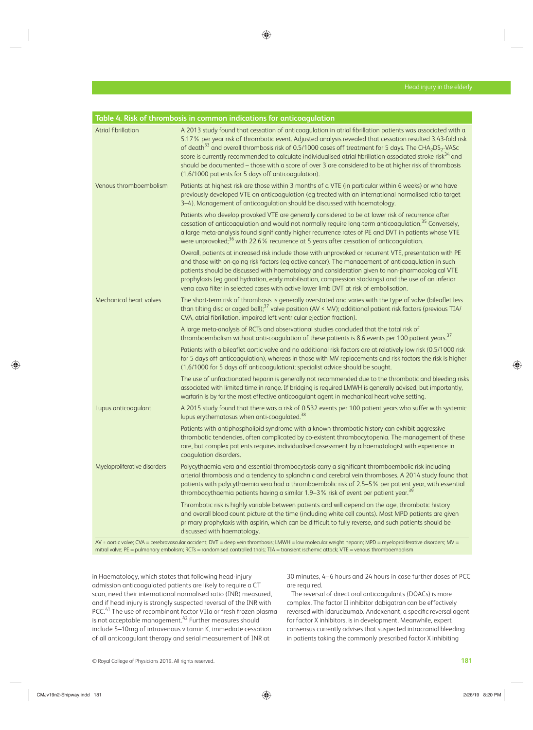**Table 4. Risk of thrombosis in common indications for anticoagulation**

| | |
|---|---|
| Atrial fibrillation | A 2013 study found that cessation of anticoagulation in atrial fibrillation patients was associated with a 5.17% per year risk of thrombotic event. Adjusted analysis revealed that cessation resulted 3.43-fold risk of death[33] and overall thrombosis risk of 0.5/1000 cases off treatment for 5 days. The $CHA_2DS_2$-VASc score is currently recommended to calculate individualised atrial fibrillation-associated stroke risk[34] and should be documented – those with a score of over 3 are considered to be at higher risk of thrombosis (1.6/1000 patients for 5 days off anticoagulation). |
| Venous thromboembolism | Patients at highest risk are those within 3 months of a VTE (in particular within 6 weeks) or who have previously developed VTE on anticoagulation (eg treated with an international normalised ratio target 3–4). Management of anticoagulation should be discussed with haematology. |
| | Patients who develop provoked VTE are generally considered to be at lower risk of recurrence after cessation of anticoagulation and would not normally require long-term anticoagulation.[35] Conversely, a large meta-analysis found significantly higher recurrence rates of PE and DVT in patients whose VTE were unprovoked;[36] with 22.6% recurrence at 5 years after cessation of anticoagulation. |
| | Overall, patients at increased risk include those with unprovoked or recurrent VTE, presentation with PE and those with on-going risk factors (eg active cancer). The management of anticoagulation in such patients should be discussed with haematology and consideration given to non-pharmacological VTE prophylaxis (eg good hydration, early mobilisation, compression stockings) and the use of an inferior vena cava filter in selected cases with active lower limb DVT at risk of embolisation. |
| Mechanical heart valves | The short-term risk of thrombosis is generally overstated and varies with the type of valve (bileaflet less than tilting disc or caged ball);[37] valve position (AV < MV); additional patient risk factors (previous TIA/CVA, atrial fibrillation, impaired left ventricular ejection fraction). |
| | A large meta-analysis of RCTs and observational studies concluded that the total risk of thromboembolism without anti-coagulation of these patients is 8.6 events per 100 patient years.[37] |
| | Patients with a bileaflet aortic valve and no additional risk factors are at relatively low risk (0.5/1000 risk for 5 days off anticoagulation), whereas in those with MV replacements and risk factors the risk is higher (1.6/1000 for 5 days off anticoagulation); specialist advice should be sought. |
| | The use of unfractionated heparin is generally not recommended due to the thrombotic and bleeding risks associated with limited time in range. If bridging is required LMWH is generally advised, but importantly, warfarin is by far the most effective anticoagulant agent in mechanical heart valve setting. |
| Lupus anticoagulant | A 2015 study found that there was a risk of 0.532 events per 100 patient years who suffer with systemic lupus erythematosus when anti-coagulated.[38] |
| | Patients with antiphospholipid syndrome with a known thrombotic history can exhibit aggressive thrombotic tendencies, often complicated by co-existent thrombocytopenia. The management of these rare, but complex patients requires individualised assessment by a haematologist with experience in coagulation disorders. |
| Myeloproliferative disorders | Polycythaemia vera and essential thrombocytosis carry a significant thromboembolic risk including arterial thrombosis and a tendency to splanchnic and cerebral vein thromboses. A 2014 study found that patients with polycythaemia vera had a thromboembolic risk of 2.5–5% per patient year, with essential thrombocythaemia patients having a similar 1.9–3% risk of event per patient year.[39] |
| | Thrombotic risk is highly variable between patients and will depend on the age, thrombotic history and overall blood count picture at the time (including white cell counts). Most MPD patients are given primary prophylaxis with aspirin, which can be difficult to fully reverse, and such patients should be discussed with haematology. |

AV = aortic valve; CVA = cerebrovascular accident; DVT = deep vein thrombosis; LMWH = low molecular weight heparin; MPD = myeloproliferative disorders; MV = mitral valve; PE = pulmonary embolism; RCTs = randomised controlled trials; TIA = transient ischemic attack; VTE = venous thromboembolism

in Haematology, which states that following head-injury admission anticoagulated patients are likely to require a CT scan, need their international normalised ratio (INR) measured, and if head injury is strongly suspected reversal of the INR with PCC.[41] The use of recombinant factor VIIa or fresh frozen plasma is not acceptable management.[42] Further measures should include 5–10mg of intravenous vitamin K, immediate cessation of all anticoagulant therapy and serial measurement of INR at 30 minutes, 4–6 hours and 24 hours in case further doses of PCC are required.

The reversal of direct oral anticoagulants (DOACs) is more complex. The factor II inhibitor dabigatran can be effectively reversed with idarucizumab. Andexenant, a specific reversal agent for factor X inhibitors, is in development. Meanwhile, expert consensus currently advises that suspected intracranial bleeding in patients taking the commonly prescribed factor X inhibiting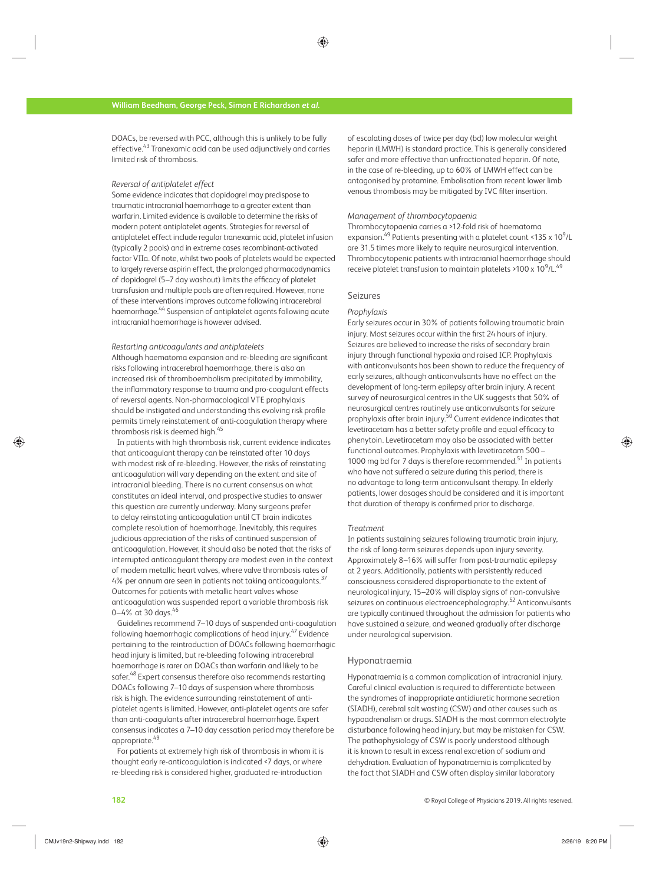DOACs, be reversed with PCC, although this is unlikely to be fully effective.[43] Tranexamic acid can be used adjunctively and carries limited risk of thrombosis.

*Reversal of antiplatelet effect*

Some evidence indicates that clopidogrel may predispose to traumatic intracranial haemorrhage to a greater extent than warfarin. Limited evidence is available to determine the risks of modern potent antiplatelet agents. Strategies for reversal of antiplatelet effect include regular tranexamic acid, platelet infusion (typically 2 pools) and in extreme cases recombinant-activated factor VIIa. Of note, whilst two pools of platelets would be expected to largely reverse aspirin effect, the prolonged pharmacodynamics of clopidogrel (5–7 day washout) limits the efficacy of platelet transfusion and multiple pools are often required. However, none of these interventions improves outcome following intracerebral haemorrhage.[44] Suspension of antiplatelet agents following acute intracranial haemorrhage is however advised.

*Restarting anticoagulants and antiplatelets*

Although haematoma expansion and re-bleeding are significant risks following intracerebral haemorrhage, there is also an increased risk of thromboembolism precipitated by immobility, the inflammatory response to trauma and pro-coagulant effects of reversal agents. Non-pharmacological VTE prophylaxis should be instigated and understanding this evolving risk profile permits timely reinstatement of anti-coagulation therapy where thrombosis risk is deemed high.[45]

In patients with high thrombosis risk, current evidence indicates that anticoagulant therapy can be reinstated after 10 days with modest risk of re-bleeding. However, the risks of reinstating anticoagulation will vary depending on the extent and site of intracranial bleeding. There is no current consensus on what constitutes an ideal interval, and prospective studies to answer this question are currently underway. Many surgeons prefer to delay reinstating anticoagulation until CT brain indicates complete resolution of haemorrhage. Inevitably, this requires judicious appreciation of the risks of continued suspension of anticoagulation. However, it should also be noted that the risks of interrupted anticoagulant therapy are modest even in the context of modern metallic heart valves, where valve thrombosis rates of 4% per annum are seen in patients not taking anticoagulants.[37] Outcomes for patients with metallic heart valves whose anticoagulation was suspended report a variable thrombosis risk 0–4% at 30 days.[46]

Guidelines recommend 7–10 days of suspended anti-coagulation following haemorrhagic complications of head injury.[47] Evidence pertaining to the reintroduction of DOACs following haemorrhagic head injury is limited, but re-bleeding following intracerebral haemorrhage is rarer on DOACs than warfarin and likely to be safer.[48] Expert consensus therefore also recommends restarting DOACs following 7–10 days of suspension where thrombosis risk is high. The evidence surrounding reinstatement of anti-platelet agents is limited. However, anti-platelet agents are safer than anti-coagulants after intracerebral haemorrhage. Expert consensus indicates a 7–10 day cessation period may therefore be appropriate.[49]

For patients at extremely high risk of thrombosis in whom it is thought early re-anticoagulation is indicated <7 days, or where re-bleeding risk is considered higher, graduated re-introduction of escalating doses of twice per day (bd) low molecular weight heparin (LMWH) is standard practice. This is generally considered safer and more effective than unfractionated heparin. Of note, in the case of re-bleeding, up to 60% of LMWH effect can be antagonised by protamine. Embolisation from recent lower limb venous thrombosis may be mitigated by IVC filter insertion.

*Management of thrombocytopaenia*

Thrombocytopaenia carries a >12-fold risk of haematoma expansion.[49] Patients presenting with a platelet count <135 x $10^9$/L are 31.5 times more likely to require neurosurgical intervention. Thrombocytopenic patients with intracranial haemorrhage should receive platelet transfusion to maintain platelets >100 x $10^9$/L.[49]

## Seizures

*Prophylaxis*

Early seizures occur in 30% of patients following traumatic brain injury. Most seizures occur within the first 24 hours of injury. Seizures are believed to increase the risks of secondary brain injury through functional hypoxia and raised ICP. Prophylaxis with anticonvulsants has been shown to reduce the frequency of early seizures, although anticonvulsants have no effect on the development of long-term epilepsy after brain injury. A recent survey of neurosurgical centres in the UK suggests that 50% of neurosurgical centres routinely use anticonvulsants for seizure prophylaxis after brain injury.[50] Current evidence indicates that levetiracetam has a better safety profile and equal efficacy to phenytoin. Levetiracetam may also be associated with better functional outcomes. Prophylaxis with levetiracetam 500 – 1000 mg bd for 7 days is therefore recommended.[51] In patients who have not suffered a seizure during this period, there is no advantage to long-term anticonvulsant therapy. In elderly patients, lower dosages should be considered and it is important that duration of therapy is confirmed prior to discharge.

*Treatment*

In patients sustaining seizures following traumatic brain injury, the risk of long-term seizures depends upon injury severity. Approximately 8–16% will suffer from post-traumatic epilepsy at 2 years. Additionally, patients with persistently reduced consciousness considered disproportionate to the extent of neurological injury, 15–20% will display signs of non-convulsive seizures on continuous electroencephalography.[52] Anticonvulsants are typically continued throughout the admission for patients who have sustained a seizure, and weaned gradually after discharge under neurological supervision.

## Hyponatraemia

Hyponatraemia is a common complication of intracranial injury. Careful clinical evaluation is required to differentiate between the syndromes of inappropriate antidiuretic hormone secretion (SIADH), cerebral salt wasting (CSW) and other causes such as hypoadrenalism or drugs. SIADH is the most common electrolyte disturbance following head injury, but may be mistaken for CSW. The pathophysiology of CSW is poorly understood although it is known to result in excess renal excretion of sodium and dehydration. Evaluation of hyponatraemia is complicated by the fact that SIADH and CSW often display similar laboratory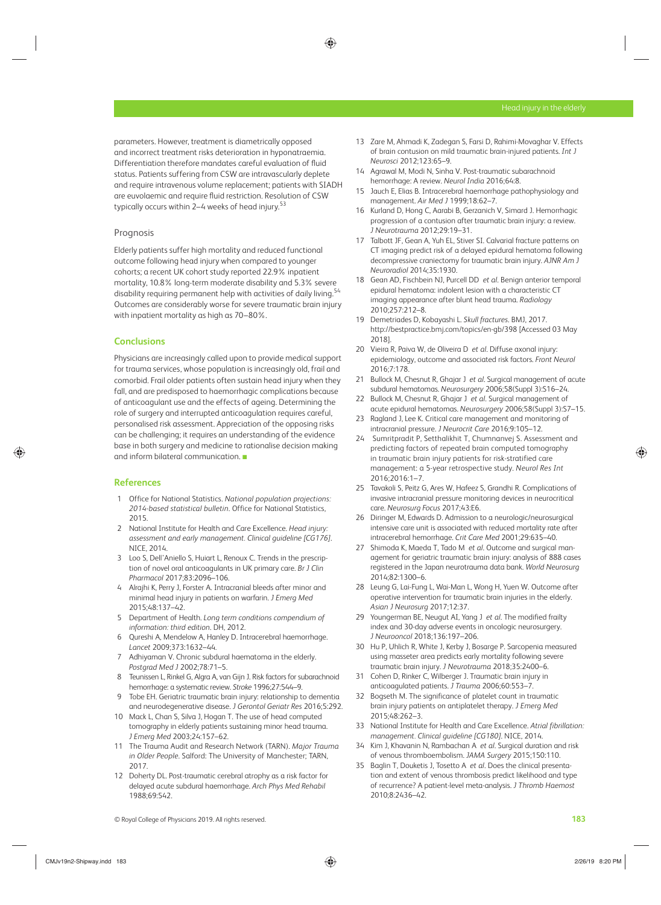parameters. However, treatment is diametrically opposed and incorrect treatment risks deterioration in hyponatraemia. Differentiation therefore mandates careful evaluation of fluid status. Patients suffering from CSW are intravascularly deplete and require intravenous volume replacement; patients with SIADH are euvolaemic and require fluid restriction. Resolution of CSW typically occurs within 2–4 weeks of head injury.[53]

### Prognosis

Elderly patients suffer high mortality and reduced functional outcome following head injury when compared to younger cohorts; a recent UK cohort study reported 22.9% inpatient mortality, 10.8% long-term moderate disability and 5.3% severe disability requiring permanent help with activities of daily living.[54] Outcomes are considerably worse for severe traumatic brain injury with inpatient mortality as high as 70–80%.

## Conclusions

Physicians are increasingly called upon to provide medical support for trauma services, whose population is increasingly old, frail and comorbid. Frail older patients often sustain head injury when they fall, and are predisposed to haemorrhagic complications because of anticoagulant use and the effects of ageing. Determining the role of surgery and interrupted anticoagulation requires careful, personalised risk assessment. Appreciation of the opposing risks can be challenging; it requires an understanding of the evidence base in both surgery and medicine to rationalise decision making and inform bilateral communication. ■

## References

1. Office for National Statistics. *National population projections: 2014-based statistical bulletin*. Office for National Statistics, 2015.
2. National Institute for Health and Care Excellence. *Head injury: assessment and early management. Clinical guideline [CG176]*. NICE, 2014.
3. Loo S, Dell'Aniello S, Huiart L, Renoux C. Trends in the prescription of novel oral anticoagulants in UK primary care. *Br J Clin Pharmacol* 2017;83:2096–106.
4. Alrajhi K, Perry J, Forster A. Intracranial bleeds after minor and minimal head injury in patients on warfarin. *J Emerg Med* 2015;48:137–42.
5. Department of Health. *Long term conditions compendium of information: third edition*. DH, 2012.
6. Qureshi A, Mendelow A, Hanley D. Intracerebral haemorrhage. *Lancet* 2009;373:1632–44.
7. Adhiyaman V. Chronic subdural haematoma in the elderly. *Postgrad Med J* 2002;78:71–5.
8. Teunissen L, Rinkel G, Algra A, van Gijn J. Risk factors for subarachnoid hemorrhage: a systematic review. *Stroke* 1996;27:544–9.
9. Tobe EH. Geriatric traumatic brain injury: relationship to dementia and neurodegenerative disease. *J Gerontol Geriatr Res* 2016;5:292.
10. Mack L, Chan S, Silva J, Hogan T. The use of head computed tomography in elderly patients sustaining minor head trauma. *J Emerg Med* 2003;24:157–62.
11. The Trauma Audit and Research Network (TARN). *Major Trauma in Older People*. Salford: The University of Manchester; TARN, 2017.
12. Doherty DL. Post-traumatic cerebral atrophy as a risk factor for delayed acute subdural haemorrhage. *Arch Phys Med Rehabil* 1988;69:542.
13. Zare M, Ahmadi K, Zadegan S, Farsi D, Rahimi-Movaghar V. Effects of brain contusion on mild traumatic brain-injured patients. *Int J Neurosci* 2012;123:65–9.
14. Agrawal M, Modi N, Sinha V. Post-traumatic subarachnoid hemorrhage: A review. *Neurol India* 2016;64:8.
15. Jauch E, Elias B. Intracerebral haemorrhage pathophysiology and management. *Air Med J* 1999;18:62–7.
16. Kurland D, Hong C, Aarabi B, Gerzanich V, Simard J. Hemorrhagic progression of a contusion after traumatic brain injury: a review. *J Neurotrauma* 2012;29:19–31.
17. Talbott JF, Gean A, Yuh EL, Stiver SI. Calvarial fracture patterns on CT imaging predict risk of a delayed epidural hematoma following decompressive craniectomy for traumatic brain injury. *AJNR Am J Neuroradiol* 2014;35:1930.
18. Gean AD, Fischbein NJ, Purcell DD *et al*. Benign anterior temporal epidural hematoma: indolent lesion with a characteristic CT imaging appearance after blunt head trauma. *Radiology* 2010;257:212–8.
19. Demetriades D, Kobayashi L. *Skull fractures*. BMJ, 2017. http://bestpractice.bmj.com/topics/en-gb/398 [Accessed 03 May 2018].
20. Vieira R, Paiva W, de Oliveira D *et al*. Diffuse axonal injury: epidemiology, outcome and associated risk factors. *Front Neurol* 2016;7:178.
21. Bullock M, Chesnut R, Ghajar J *et al*. Surgical management of acute subdural hematomas. *Neurosurgery* 2006;58(Suppl 3):S16–24.
22. Bullock M, Chesnut R, Ghajar J *et al*. Surgical management of acute epidural hematomas. *Neurosurgery* 2006;58(Suppl 3):S7–15.
23. Ragland J, Lee K. Critical care management and monitoring of intracranial pressure. *J Neurocrit Care* 2016;9:105–12.
24. Sumritpradit P, Setthalikhit T, Chumnanvej S. Assessment and predicting factors of repeated brain computed tomography in traumatic brain injury patients for risk-stratified care management: a 5-year retrospective study. *Neurol Res Int* 2016;2016:1–7.
25. Tavakoli S, Peitz G, Ares W, Hafeez S, Grandhi R. Complications of invasive intracranial pressure monitoring devices in neurocritical care. *Neurosurg Focus* 2017;43:E6.
26. Diringer M, Edwards D. Admission to a neurologic/neurosurgical intensive care unit is associated with reduced mortality rate after intracerebral hemorrhage. *Crit Care Med* 2001;29:635–40.
27. Shimoda K, Maeda T, Tado M *et al*. Outcome and surgical management for geriatric traumatic brain injury: analysis of 888 cases registered in the Japan neurotrauma data bank. *World Neurosurg* 2014;82:1300–6.
28. Leung G, Lai-Fung L, Wai-Man L, Wong H, Yuen W. Outcome after operative intervention for traumatic brain injuries in the elderly. *Asian J Neurosurg* 2017;12:37.
29. Youngerman BE, Neugut AI, Yang J *et al*. The modified frailty index and 30-day adverse events in oncologic neurosurgery. *J Neurooncol* 2018;136:197–206.
30. Hu P, Uhlich R, White J, Kerby J, Bosarge P. Sarcopenia measured using masseter area predicts early mortality following severe traumatic brain injury. *J Neurotrauma* 2018;35:2400–6.
31. Cohen D, Rinker C, Wilberger J. Traumatic brain injury in anticoagulated patients. *J Trauma* 2006;60:553–7.
32. Bogseth M. The significance of platelet count in traumatic brain injury patients on antiplatelet therapy. *J Emerg Med* 2015;48:262–3.
33. National Institute for Health and Care Excellence. *Atrial fibrillation: management. Clinical guideline [CG180]*. NICE, 2014.
34. Kim J, Khavanin N, Rambachan A *et al*. Surgical duration and risk of venous thromboembolism. *JAMA Surgery* 2015;150:110.
35. Baglin T, Douketis J, Tosetto A *et al*. Does the clinical presentation and extent of venous thrombosis predict likelihood and type of recurrence? A patient-level meta-analysis. *J Thromb Haemost* 2010;8:2436–42.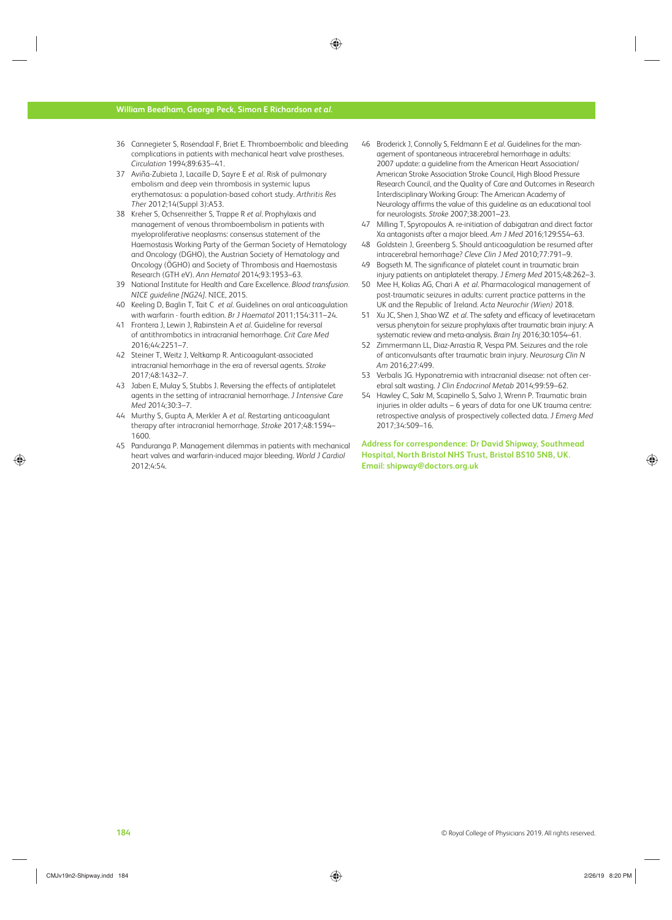36 Cannegieter S, Rosendaal F, Briet E. Thromboembolic and bleeding complications in patients with mechanical heart valve prostheses. *Circulation* 1994;89:635–41.

37 Aviña-Zubieta J, Lacaille D, Sayre E *et al*. Risk of pulmonary embolism and deep vein thrombosis in systemic lupus erythematosus: a population-based cohort study. *Arthritis Res Ther* 2012;14(Suppl 3):A53.

38 Kreher S, Ochsenreither S, Trappe R *et al*. Prophylaxis and management of venous thromboembolism in patients with myeloproliferative neoplasms: consensus statement of the Haemostasis Working Party of the German Society of Hematology and Oncology (DGHO), the Austrian Society of Hematology and Oncology (ÖGHO) and Society of Thrombosis and Haemostasis Research (GTH eV). *Ann Hematol* 2014;93:1953–63.

39 National Institute for Health and Care Excellence. *Blood transfusion. NICE guideline [NG24]*. NICE, 2015.

40 Keeling D, Baglin T, Tait C *et al*. Guidelines on oral anticoagulation with warfarin - fourth edition. *Br J Haematol* 2011;154:311–24.

41 Frontera J, Lewin J, Rabinstein A *et al*. Guideline for reversal of antithrombotics in intracranial hemorrhage. *Crit Care Med* 2016;44:2251–7.

42 Steiner T, Weitz J, Veltkamp R. Anticoagulant-associated intracranial hemorrhage in the era of reversal agents. *Stroke* 2017;48:1432–7.

43 Jaben E, Mulay S, Stubbs J. Reversing the effects of antiplatelet agents in the setting of intracranial hemorrhage. *J Intensive Care Med* 2014;30:3–7.

44 Murthy S, Gupta A, Merkler A *et al*. Restarting anticoagulant therapy after intracranial hemorrhage. *Stroke* 2017;48:1594–1600.

45 Panduranga P. Management dilemmas in patients with mechanical heart valves and warfarin-induced major bleeding. *World J Cardiol* 2012;4:54.

46 Broderick J, Connolly S, Feldmann E *et al*. Guidelines for the management of spontaneous intracerebral hemorrhage in adults: 2007 update: a guideline from the American Heart Association/American Stroke Association Stroke Council, High Blood Pressure Research Council, and the Quality of Care and Outcomes in Research Interdisciplinary Working Group: The American Academy of Neurology affirms the value of this guideline as an educational tool for neurologists. *Stroke* 2007;38:2001–23.

47 Milling T, Spyropoulos A. re-initiation of dabigatran and direct factor Xa antagonists after a major bleed. *Am J Med* 2016;129:S54–63.

48 Goldstein J, Greenberg S. Should anticoagulation be resumed after intracerebral hemorrhage? *Cleve Clin J Med* 2010;77:791–9.

49 Bogseth M. The significance of platelet count in traumatic brain injury patients on antiplatelet therapy. *J Emerg Med* 2015;48:262–3.

50 Mee H, Kolias AG, Chari A *et al*. Pharmacological management of post-traumatic seizures in adults: current practice patterns in the UK and the Republic of Ireland. *Acta Neurochir (Wien)* 2018.

51 Xu JC, Shen J, Shao WZ *et al*. The safety and efficacy of levetiracetam versus phenytoin for seizure prophylaxis after traumatic brain injury: A systematic review and meta-analysis. *Brain Inj* 2016;30:1054–61.

52 Zimmermann LL, Diaz-Arrastia R, Vespa PM. Seizures and the role of anticonvulsants after traumatic brain injury. *Neurosurg Clin N Am* 2016;27:499.

53 Verbalis JG. Hyponatremia with intracranial disease: not often cerebral salt wasting. *J Clin Endocrinol Metab* 2014;99:59–62.

54 Hawley C, Sakr M, Scapinello S, Salvo J, Wrenn P. Traumatic brain injuries in older adults – 6 years of data for one UK trauma centre: retrospective analysis of prospectively collected data. *J Emerg Med* 2017;34:509–16.

**Address for correspondence: Dr David Shipway, Southmead Hospital, North Bristol NHS Trust, Bristol BS10 5NB, UK. Email: shipway@doctors.org.uk**